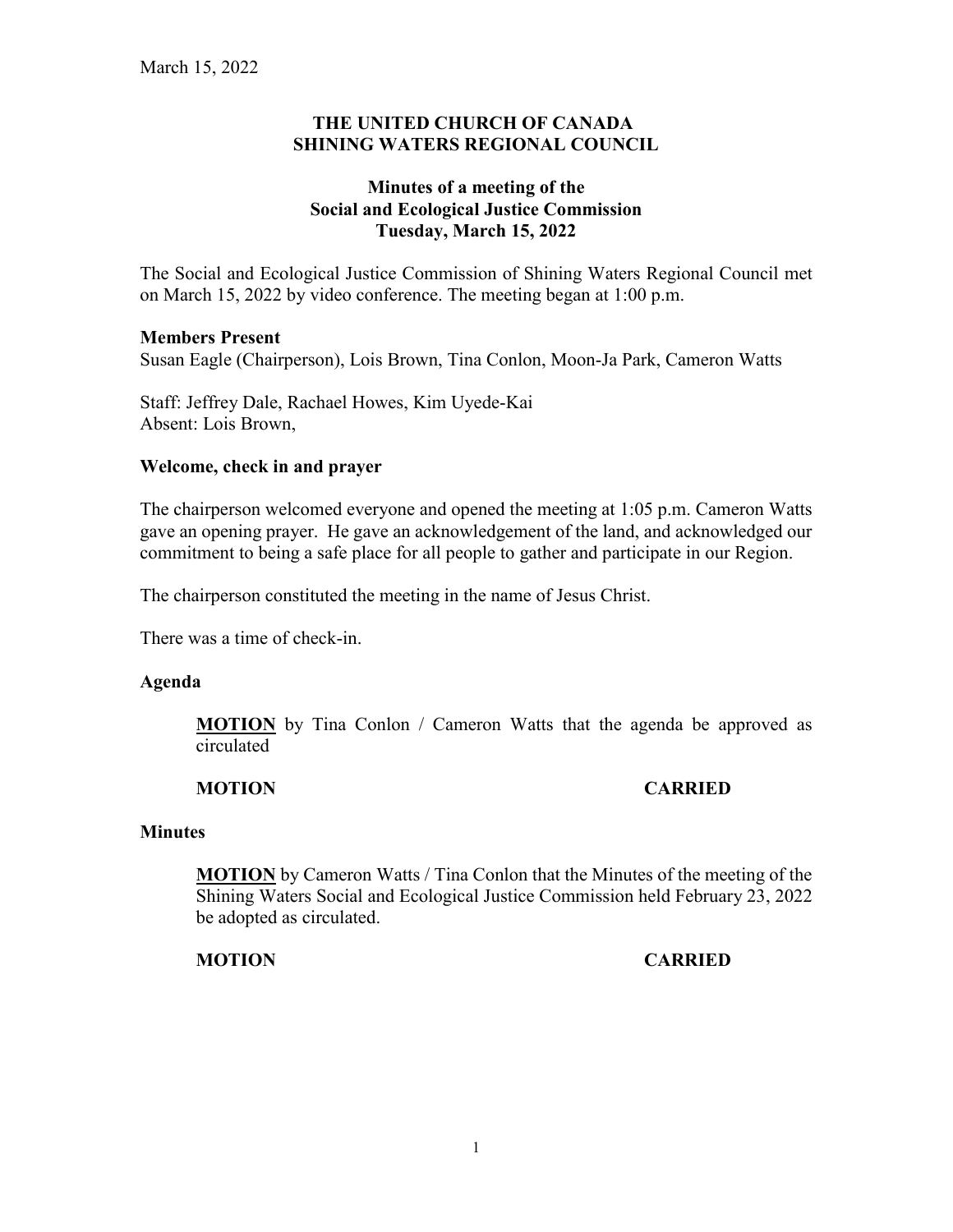March 15, 2022

**THE UNITED CHURCH OF CANADA**
**SHINING WATERS REGIONAL COUNCIL**

**Minutes of a meeting of the**
**Social and Ecological Justice Commission**
**Tuesday, March 15, 2022**

The Social and Ecological Justice Commission of Shining Waters Regional Council met on March 15, 2022 by video conference. The meeting began at 1:00 p.m.

**Members Present**
Susan Eagle (Chairperson), Lois Brown, Tina Conlon, Moon-Ja Park, Cameron Watts

Staff: Jeffrey Dale, Rachael Howes, Kim Uyede-Kai
Absent: Lois Brown,

**Welcome, check in and prayer**

The chairperson welcomed everyone and opened the meeting at 1:05 p.m. Cameron Watts gave an opening prayer. He gave an acknowledgement of the land, and acknowledged our commitment to being a safe place for all people to gather and participate in our Region.

The chairperson constituted the meeting in the name of Jesus Christ.

There was a time of check-in.

**Agenda**

> **MOTION** by Tina Conlon / Cameron Watts that the agenda be approved as circulated
>
> **MOTION CARRIED**

**Minutes**

> **MOTION** by Cameron Watts / Tina Conlon that the Minutes of the meeting of the Shining Waters Social and Ecological Justice Commission held February 23, 2022 be adopted as circulated.
>
> **MOTION CARRIED**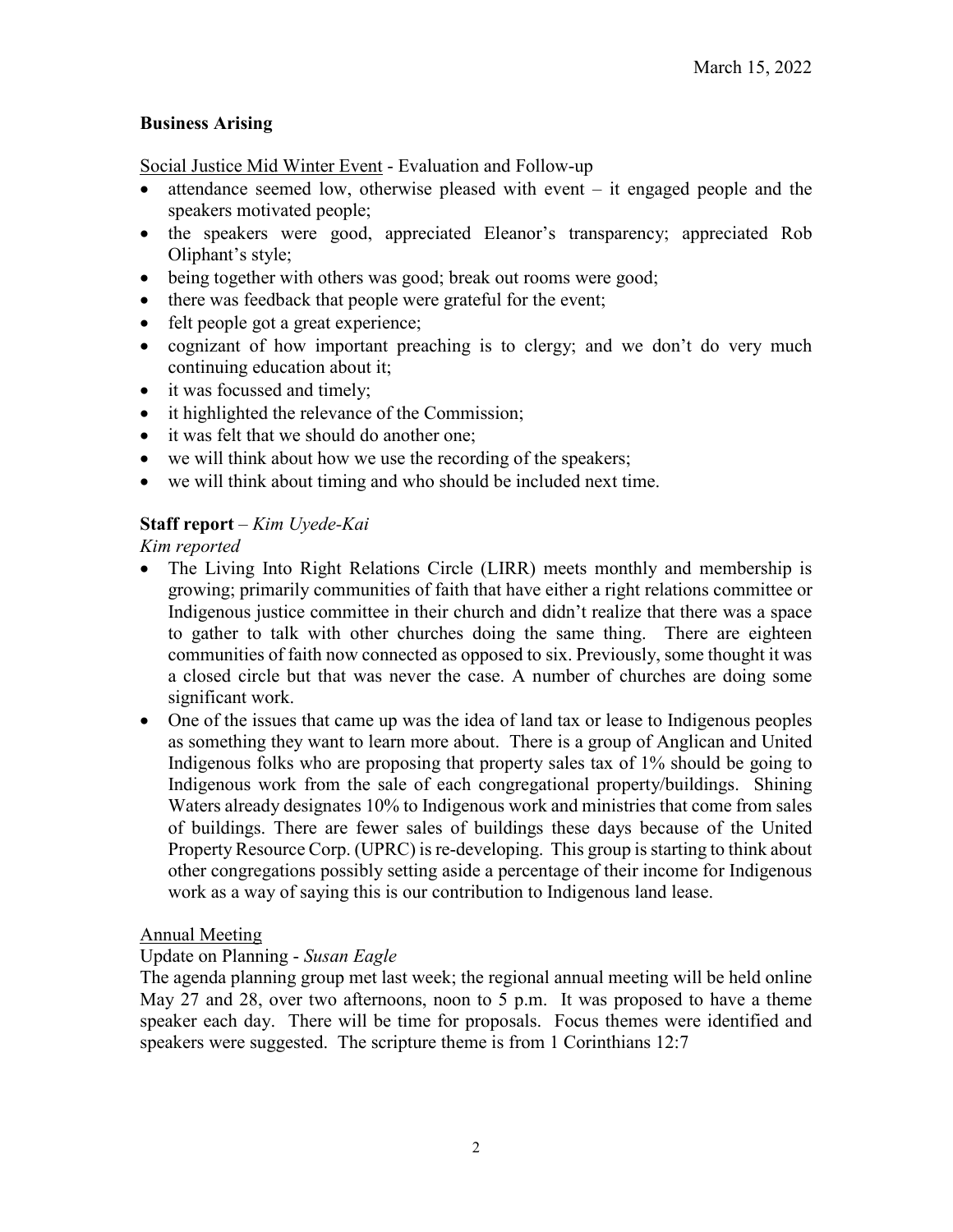March 15, 2022

**Business Arising**

Social Justice Mid Winter Event - Evaluation and Follow-up

- attendance seemed low, otherwise pleased with event – it engaged people and the speakers motivated people;
- the speakers were good, appreciated Eleanor's transparency; appreciated Rob Oliphant's style;
- being together with others was good; break out rooms were good;
- there was feedback that people were grateful for the event;
- felt people got a great experience;
- cognizant of how important preaching is to clergy; and we don't do very much continuing education about it;
- it was focussed and timely;
- it highlighted the relevance of the Commission;
- it was felt that we should do another one;
- we will think about how we use the recording of the speakers;
- we will think about timing and who should be included next time.

**Staff report** – *Kim Uyede-Kai*

*Kim reported*

- The Living Into Right Relations Circle (LIRR) meets monthly and membership is growing; primarily communities of faith that have either a right relations committee or Indigenous justice committee in their church and didn't realize that there was a space to gather to talk with other churches doing the same thing. There are eighteen communities of faith now connected as opposed to six. Previously, some thought it was a closed circle but that was never the case. A number of churches are doing some significant work.
- One of the issues that came up was the idea of land tax or lease to Indigenous peoples as something they want to learn more about. There is a group of Anglican and United Indigenous folks who are proposing that property sales tax of 1% should be going to Indigenous work from the sale of each congregational property/buildings. Shining Waters already designates 10% to Indigenous work and ministries that come from sales of buildings. There are fewer sales of buildings these days because of the United Property Resource Corp. (UPRC) is re-developing. This group is starting to think about other congregations possibly setting aside a percentage of their income for Indigenous work as a way of saying this is our contribution to Indigenous land lease.

Annual Meeting

Update on Planning - *Susan Eagle*

The agenda planning group met last week; the regional annual meeting will be held online May 27 and 28, over two afternoons, noon to 5 p.m. It was proposed to have a theme speaker each day. There will be time for proposals. Focus themes were identified and speakers were suggested. The scripture theme is from 1 Corinthians 12:7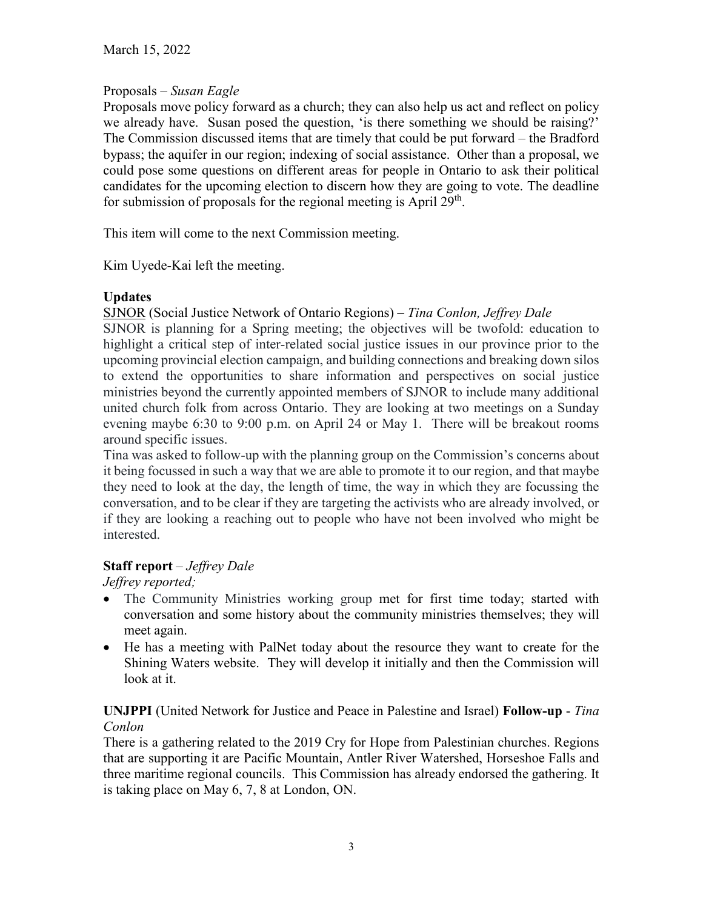March 15, 2022

Proposals – *Susan Eagle*

Proposals move policy forward as a church; they can also help us act and reflect on policy we already have. Susan posed the question, 'is there something we should be raising?' The Commission discussed items that are timely that could be put forward – the Bradford bypass; the aquifer in our region; indexing of social assistance. Other than a proposal, we could pose some questions on different areas for people in Ontario to ask their political candidates for the upcoming election to discern how they are going to vote. The deadline for submission of proposals for the regional meeting is April 29th.

This item will come to the next Commission meeting.

Kim Uyede-Kai left the meeting.

**Updates**

SJNOR (Social Justice Network of Ontario Regions) – *Tina Conlon, Jeffrey Dale*

SJNOR is planning for a Spring meeting; the objectives will be twofold: education to highlight a critical step of inter-related social justice issues in our province prior to the upcoming provincial election campaign, and building connections and breaking down silos to extend the opportunities to share information and perspectives on social justice ministries beyond the currently appointed members of SJNOR to include many additional united church folk from across Ontario. They are looking at two meetings on a Sunday evening maybe 6:30 to 9:00 p.m. on April 24 or May 1. There will be breakout rooms around specific issues.

Tina was asked to follow-up with the planning group on the Commission's concerns about it being focussed in such a way that we are able to promote it to our region, and that maybe they need to look at the day, the length of time, the way in which they are focussing the conversation, and to be clear if they are targeting the activists who are already involved, or if they are looking a reaching out to people who have not been involved who might be interested.

**Staff report** – *Jeffrey Dale*

*Jeffrey reported;*

- The Community Ministries working group met for first time today; started with conversation and some history about the community ministries themselves; they will meet again.
- He has a meeting with PalNet today about the resource they want to create for the Shining Waters website. They will develop it initially and then the Commission will look at it.

**UNJPPI** (United Network for Justice and Peace in Palestine and Israel) **Follow-up** - *Tina Conlon*

There is a gathering related to the 2019 Cry for Hope from Palestinian churches. Regions that are supporting it are Pacific Mountain, Antler River Watershed, Horseshoe Falls and three maritime regional councils. This Commission has already endorsed the gathering. It is taking place on May 6, 7, 8 at London, ON.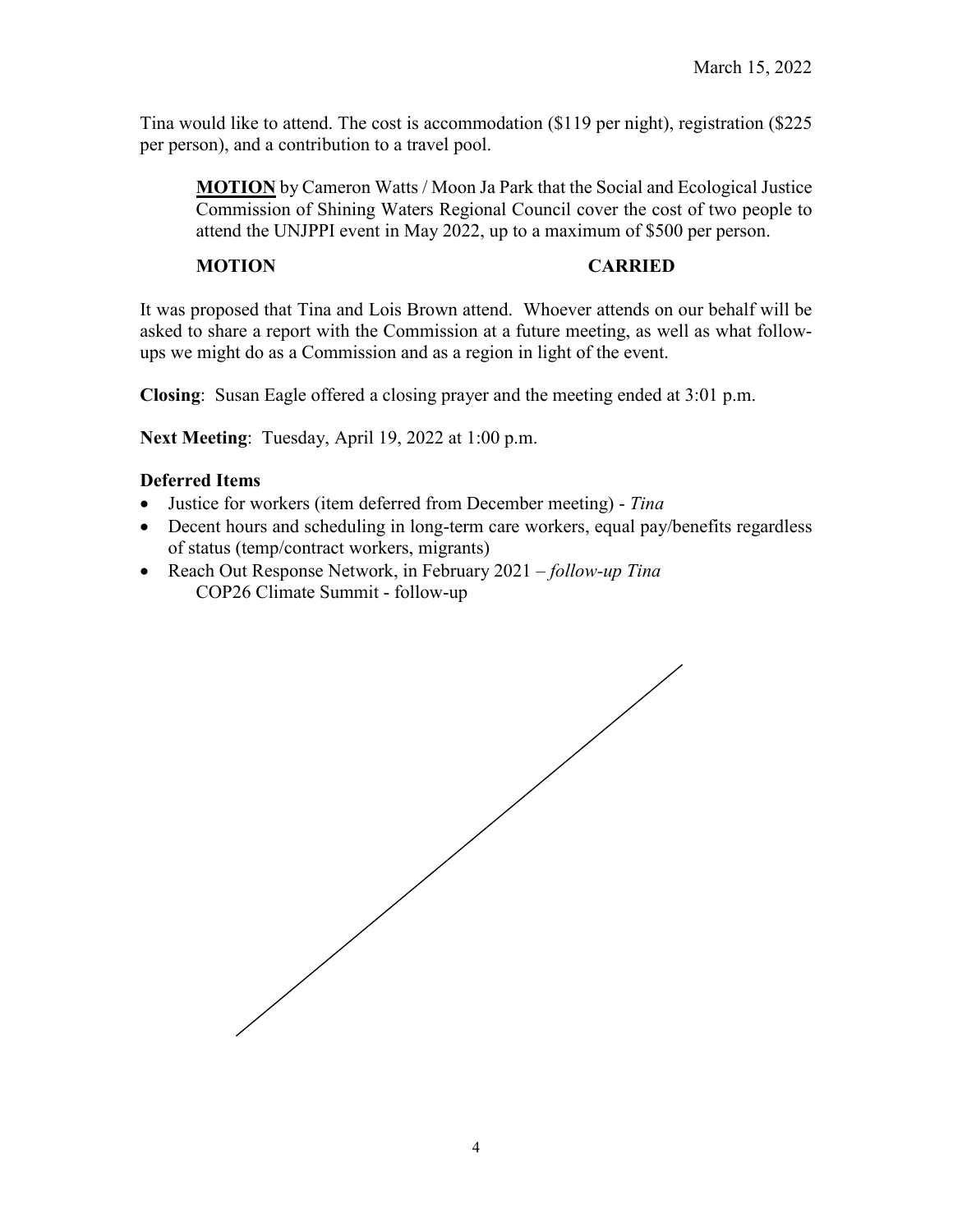Tina would like to attend. The cost is accommodation ($119 per night), registration ($225 per person), and a contribution to a travel pool.

> **MOTION** by Cameron Watts / Moon Ja Park that the Social and Ecological Justice Commission of Shining Waters Regional Council cover the cost of two people to attend the UNJPPI event in May 2022, up to a maximum of $500 per person.
>
> **MOTION CARRIED**

It was proposed that Tina and Lois Brown attend. Whoever attends on our behalf will be asked to share a report with the Commission at a future meeting, as well as what follow-ups we might do as a Commission and as a region in light of the event.

**Closing**: Susan Eagle offered a closing prayer and the meeting ended at 3:01 p.m.

**Next Meeting**: Tuesday, April 19, 2022 at 1:00 p.m.

**Deferred Items**

- Justice for workers (item deferred from December meeting) - *Tina*
- Decent hours and scheduling in long-term care workers, equal pay/benefits regardless of status (temp/contract workers, migrants)
- Reach Out Response Network, in February 2021 – *follow-up Tina*
  COP26 Climate Summit - follow-up